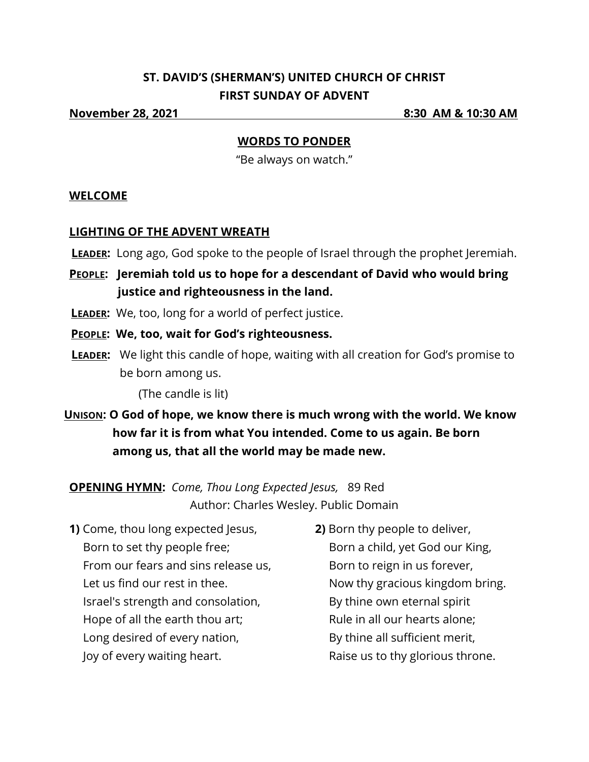**ST. DAVID'S (SHERMAN'S) UNITED CHURCH OF CHRIST**
**FIRST SUNDAY OF ADVENT**

**November 28, 2021** **8:30 AM & 10:30 AM**

## WORDS TO PONDER

"Be always on watch."

## WELCOME

## LIGHTING OF THE ADVENT WREATH

**LEADER:** Long ago, God spoke to the people of Israel through the prophet Jeremiah.

**PEOPLE: Jeremiah told us to hope for a descendant of David who would bring justice and righteousness in the land.**

**LEADER:** We, too, long for a world of perfect justice.

**PEOPLE: We, too, wait for God's righteousness.**

**LEADER:** We light this candle of hope, waiting with all creation for God's promise to be born among us.

(The candle is lit)

**UNISON: O God of hope, we know there is much wrong with the world. We know how far it is from what You intended. Come to us again. Be born among us, that all the world may be made new.**

**OPENING HYMN:** *Come, Thou Long Expected Jesus,* 89 Red
Author: Charles Wesley. Public Domain

**1)** Come, thou long expected Jesus,
Born to set thy people free;
From our fears and sins release us,
Let us find our rest in thee.
Israel's strength and consolation,
Hope of all the earth thou art;
Long desired of every nation,
Joy of every waiting heart.

**2)** Born thy people to deliver,
Born a child, yet God our King,
Born to reign in us forever,
Now thy gracious kingdom bring.
By thine own eternal spirit
Rule in all our hearts alone;
By thine all sufficient merit,
Raise us to thy glorious throne.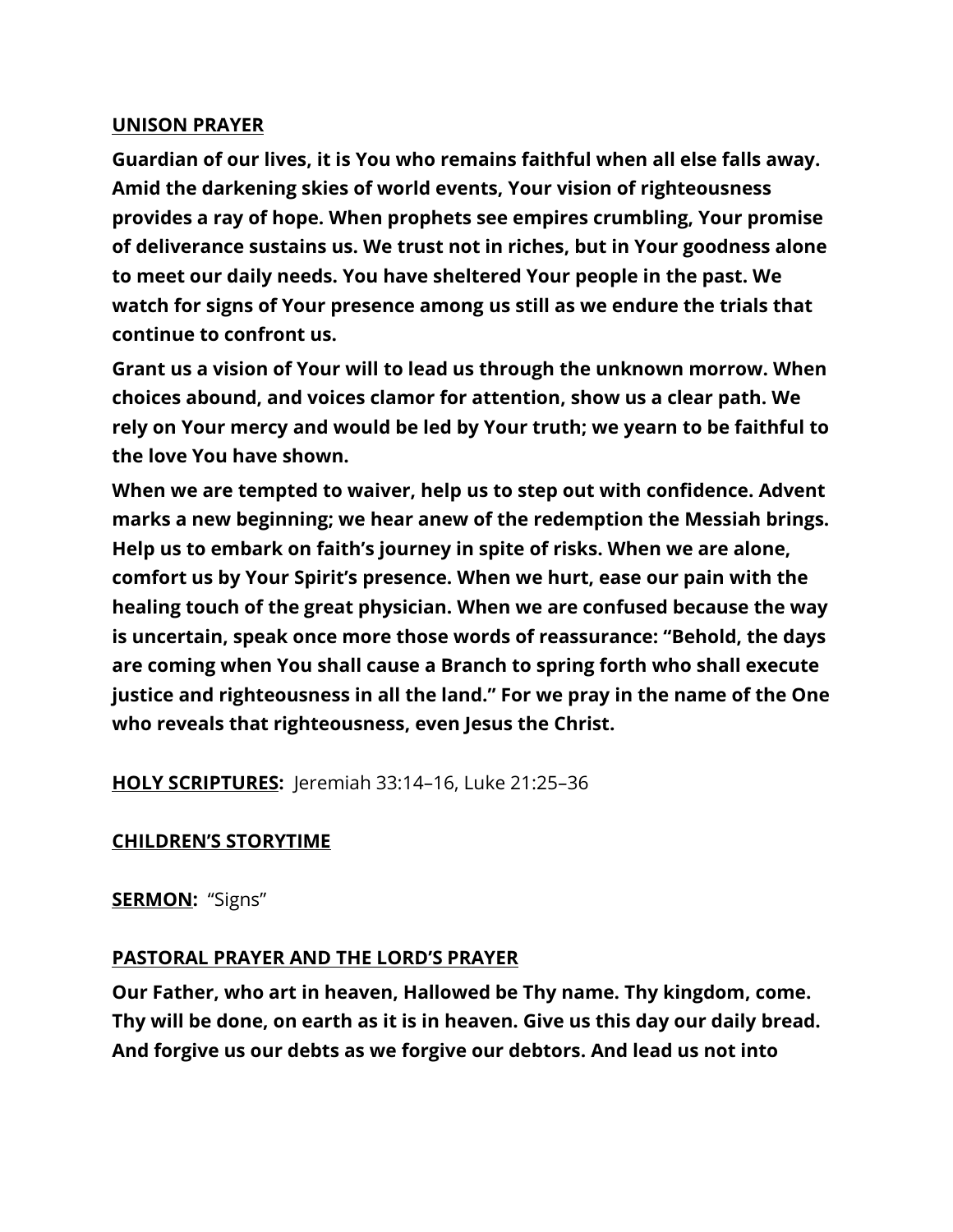**UNISON PRAYER**

**Guardian of our lives, it is You who remains faithful when all else falls away. Amid the darkening skies of world events, Your vision of righteousness provides a ray of hope. When prophets see empires crumbling, Your promise of deliverance sustains us. We trust not in riches, but in Your goodness alone to meet our daily needs. You have sheltered Your people in the past. We watch for signs of Your presence among us still as we endure the trials that continue to confront us.**

**Grant us a vision of Your will to lead us through the unknown morrow. When choices abound, and voices clamor for attention, show us a clear path. We rely on Your mercy and would be led by Your truth; we yearn to be faithful to the love You have shown.**

**When we are tempted to waiver, help us to step out with confidence. Advent marks a new beginning; we hear anew of the redemption the Messiah brings. Help us to embark on faith's journey in spite of risks. When we are alone, comfort us by Your Spirit's presence. When we hurt, ease our pain with the healing touch of the great physician. When we are confused because the way is uncertain, speak once more those words of reassurance: "Behold, the days are coming when You shall cause a Branch to spring forth who shall execute justice and righteousness in all the land." For we pray in the name of the One who reveals that righteousness, even Jesus the Christ.**

**HOLY SCRIPTURES:** Jeremiah 33:14–16, Luke 21:25–36

**CHILDREN'S STORYTIME**

**SERMON:** "Signs"

**PASTORAL PRAYER AND THE LORD'S PRAYER**

**Our Father, who art in heaven, Hallowed be Thy name. Thy kingdom, come. Thy will be done, on earth as it is in heaven. Give us this day our daily bread. And forgive us our debts as we forgive our debtors. And lead us not into**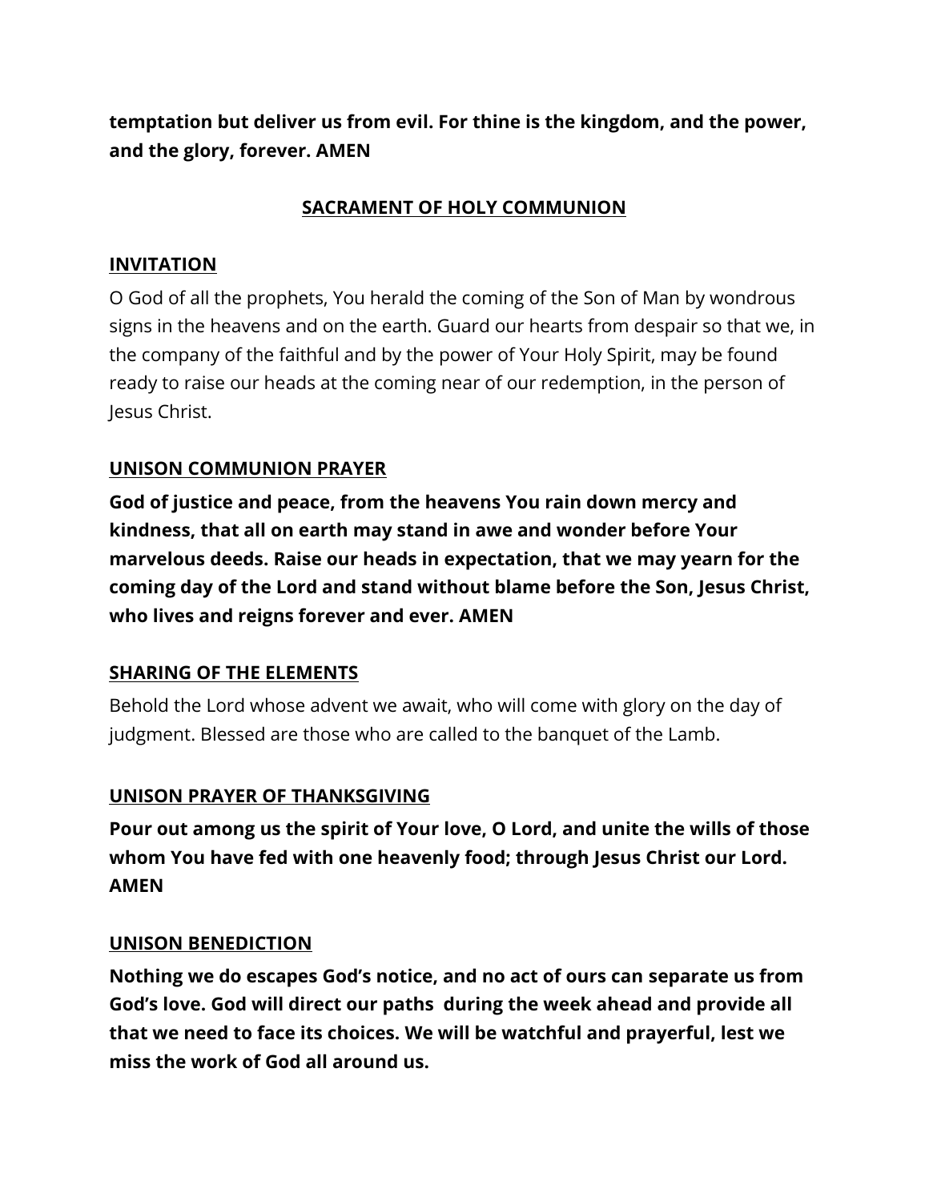**temptation but deliver us from evil. For thine is the kingdom, and the power, and the glory, forever. AMEN**

## SACRAMENT OF HOLY COMMUNION

### INVITATION

O God of all the prophets, You herald the coming of the Son of Man by wondrous signs in the heavens and on the earth. Guard our hearts from despair so that we, in the company of the faithful and by the power of Your Holy Spirit, may be found ready to raise our heads at the coming near of our redemption, in the person of Jesus Christ.

### UNISON COMMUNION PRAYER

**God of justice and peace, from the heavens You rain down mercy and kindness, that all on earth may stand in awe and wonder before Your marvelous deeds. Raise our heads in expectation, that we may yearn for the coming day of the Lord and stand without blame before the Son, Jesus Christ, who lives and reigns forever and ever. AMEN**

### SHARING OF THE ELEMENTS

Behold the Lord whose advent we await, who will come with glory on the day of judgment. Blessed are those who are called to the banquet of the Lamb.

### UNISON PRAYER OF THANKSGIVING

**Pour out among us the spirit of Your love, O Lord, and unite the wills of those whom You have fed with one heavenly food; through Jesus Christ our Lord. AMEN**

### UNISON BENEDICTION

**Nothing we do escapes God's notice, and no act of ours can separate us from God's love. God will direct our paths during the week ahead and provide all that we need to face its choices. We will be watchful and prayerful, lest we miss the work of God all around us.**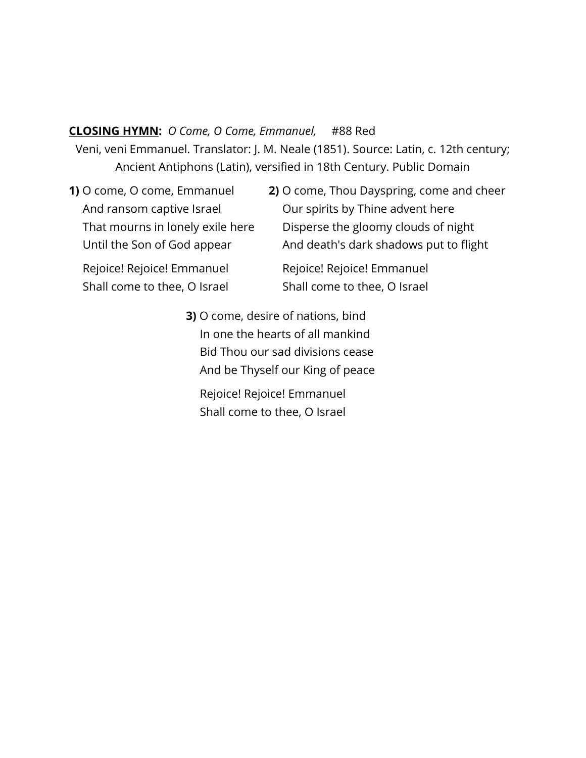**<u>CLOSING HYMN</u>:** *O Come, O Come, Emmanuel,* #88 Red

Veni, veni Emmanuel. Translator: J. M. Neale (1851). Source: Latin, c. 12th century; Ancient Antiphons (Latin), versified in 18th Century. Public Domain

**1)** O come, O come, Emmanuel
And ransom captive Israel
That mourns in lonely exile here
Until the Son of God appear

Rejoice! Rejoice! Emmanuel
Shall come to thee, O Israel

**2)** O come, Thou Dayspring, come and cheer
Our spirits by Thine advent here
Disperse the gloomy clouds of night
And death's dark shadows put to flight

Rejoice! Rejoice! Emmanuel
Shall come to thee, O Israel

**3)** O come, desire of nations, bind
In one the hearts of all mankind
Bid Thou our sad divisions cease
And be Thyself our King of peace

Rejoice! Rejoice! Emmanuel
Shall come to thee, O Israel